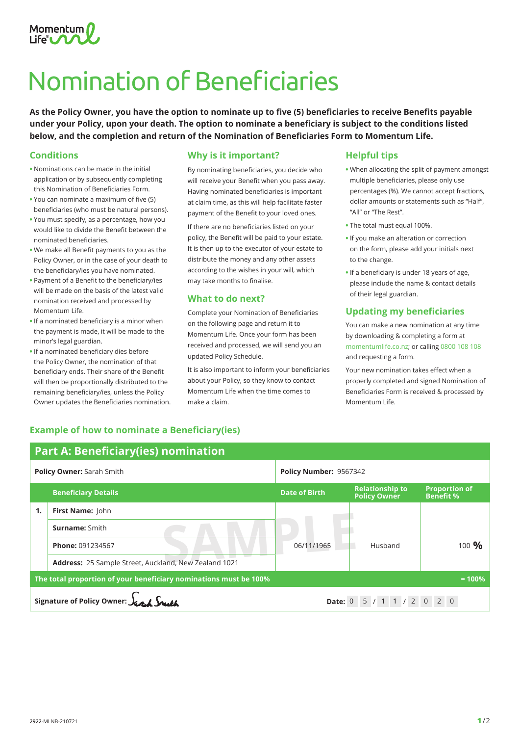Momentum Life

# Nomination of Beneficiaries

**As the Policy Owner, you have the option to nominate up to five (5) beneficiaries to receive Benefits payable under your Policy, upon your death. The option to nominate a beneficiary is subject to the conditions listed below, and the completion and return of the Nomination of Beneficiaries Form to Momentum Life.**

## Conditions

- Nominations can be made in the initial application or by subsequently completing this Nomination of Beneficiaries Form.
- You can nominate a maximum of five (5) beneficiaries (who must be natural persons).
- You must specify, as a percentage, how you would like to divide the Benefit between the nominated beneficiaries.
- We make all Benefit payments to you as the Policy Owner, or in the case of your death to the beneficiary/ies you have nominated.
- Payment of a Benefit to the beneficiary/ies will be made on the basis of the latest valid nomination received and processed by Momentum Life.
- If a nominated beneficiary is a minor when the payment is made, it will be made to the minor's legal guardian.
- If a nominated beneficiary dies before the Policy Owner, the nomination of that beneficiary ends. Their share of the Benefit will then be proportionally distributed to the remaining beneficiary/ies, unless the Policy Owner updates the Beneficiaries nomination.

## Why is it important?

By nominating beneficiaries, you decide who will receive your Benefit when you pass away. Having nominated beneficiaries is important at claim time, as this will help facilitate faster payment of the Benefit to your loved ones.

If there are no beneficiaries listed on your policy, the Benefit will be paid to your estate. It is then up to the executor of your estate to distribute the money and any other assets according to the wishes in your will, which may take months to finalise.

## What to do next?

Complete your Nomination of Beneficiaries on the following page and return it to Momentum Life. Once your form has been received and processed, we will send you an updated Policy Schedule.

It is also important to inform your beneficiaries about your Policy, so they know to contact Momentum Life when the time comes to make a claim.

## Helpful tips

- When allocating the split of payment amongst multiple beneficiaries, please only use percentages (%). We cannot accept fractions, dollar amounts or statements such as "Half", "All" or "The Rest".
- The total must equal 100%.
- If you make an alteration or correction on the form, please add your initials next to the change.
- If a beneficiary is under 18 years of age, please include the name & contact details of their legal guardian.

## Updating my beneficiaries

You can make a new nomination at any time by downloading & completing a form at momentumlife.co.nz; or calling 0800 108 108 and requesting a form.

Your new nomination takes effect when a properly completed and signed Nomination of Beneficiaries Form is received & processed by Momentum Life.

## Example of how to nominate a Beneficiary(ies)

### Part A: Beneficiary(ies) nomination

| **Policy Owner:** Sarah Smith | | **Policy Number:** 9567342 | | |
|---|---|---|---|---|
| | **Beneficiary Details** | **Date of Birth** | **Relationship to Policy Owner** | **Proportion of Benefit %** |
| **1.** | **First Name:** John<br>**Surname:** Smith<br>**Phone:** 091234567<br>**Address:** 25 Sample Street, Auckland, New Zealand 1021 | 06/11/1965 | Husband | 100 % |
| **The total proportion of your beneficiary nominations must be 100%** | | | | = 100% |
| **Signature of Policy Owner:** Sarah Smith | | **Date:** 05/11/2020 | | |

SAMPLE

2922-MLNB-210721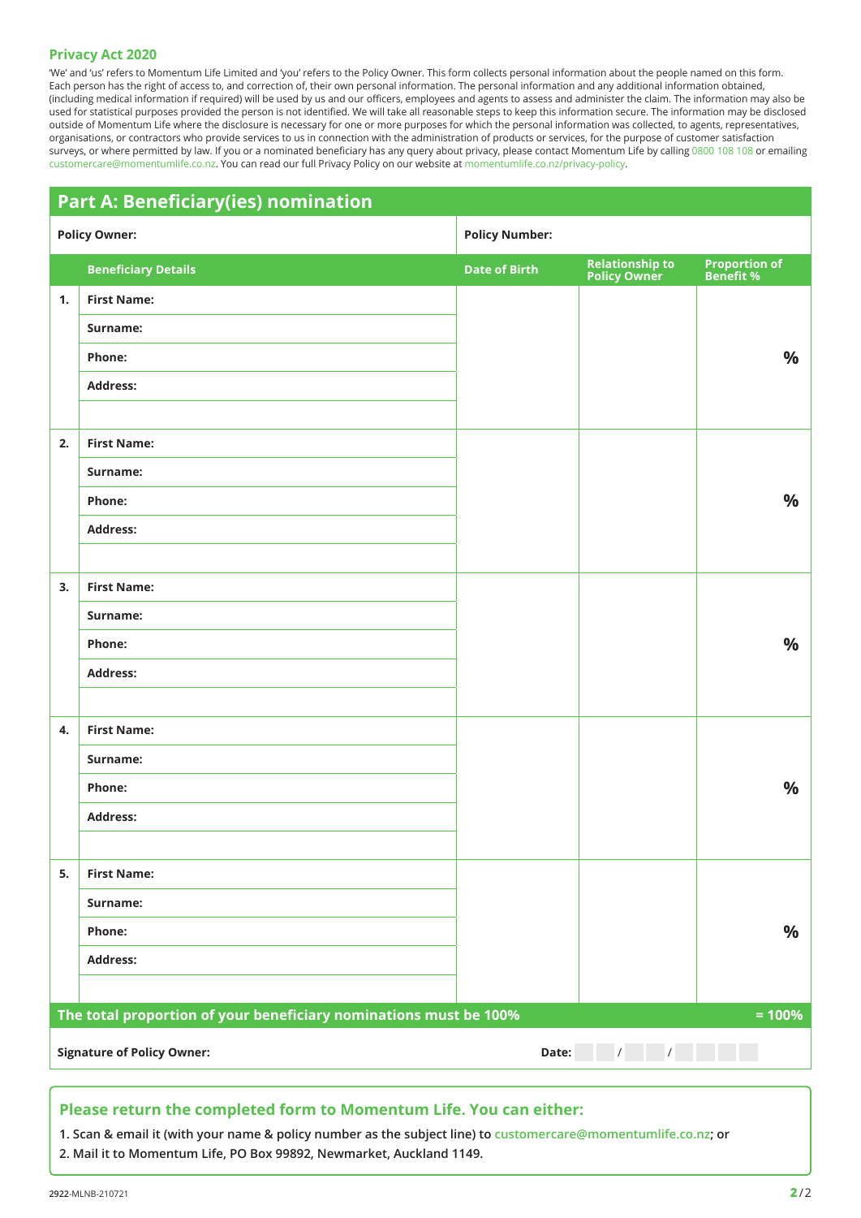## Privacy Act 2020

'We' and 'us' refers to Momentum Life Limited and 'you' refers to the Policy Owner. This form collects personal information about the people named on this form. Each person has the right of access to, and correction of, their own personal information. The personal information and any additional information obtained, (including medical information if required) will be used by us and our officers, employees and agents to assess and administer the claim. The information may also be used for statistical purposes provided the person is not identified. We will take all reasonable steps to keep this information secure. The information may be disclosed outside of Momentum Life where the disclosure is necessary for one or more purposes for which the personal information was collected, to agents, representatives, organisations, or contractors who provide services to us in connection with the administration of products or services, for the purpose of customer satisfaction surveys, or where permitted by law. If you or a nominated beneficiary has any query about privacy, please contact Momentum Life by calling 0800 108 108 or emailing customercare@momentumlife.co.nz. You can read our full Privacy Policy on our website at momentumlife.co.nz/privacy-policy.

## Part A: Beneficiary(ies) nomination

| | | | | |
|---|---|---|---|---|
| **Policy Owner:** | | **Policy Number:** | | |
| | **Beneficiary Details** | **Date of Birth** | **Relationship to Policy Owner** | **Proportion of Benefit %** |
| **1.** | **First Name:** | | | % |
| | **Surname:** | | | |
| | **Phone:** | | | |
| | **Address:** | | | |
| | | | | |
| **2.** | **First Name:** | | | % |
| | **Surname:** | | | |
| | **Phone:** | | | |
| | **Address:** | | | |
| | | | | |
| **3.** | **First Name:** | | | % |
| | **Surname:** | | | |
| | **Phone:** | | | |
| | **Address:** | | | |
| | | | | |
| **4.** | **First Name:** | | | % |
| | **Surname:** | | | |
| | **Phone:** | | | |
| | **Address:** | | | |
| | | | | |
| **5.** | **First Name:** | | | % |
| | **Surname:** | | | |
| | **Phone:** | | | |
| | **Address:** | | | |
| | | | | |
| **The total proportion of your beneficiary nominations must be 100%** | | | | **= 100%** |
| **Signature of Policy Owner:** | | | **Date:** / / | |

### Please return the completed form to Momentum Life. You can either:

1. **Scan & email it (with your name & policy number as the subject line) to customercare@momentumlife.co.nz; or**
2. **Mail it to Momentum Life, PO Box 99892, Newmarket, Auckland 1149.**

2922-MLNB-210721